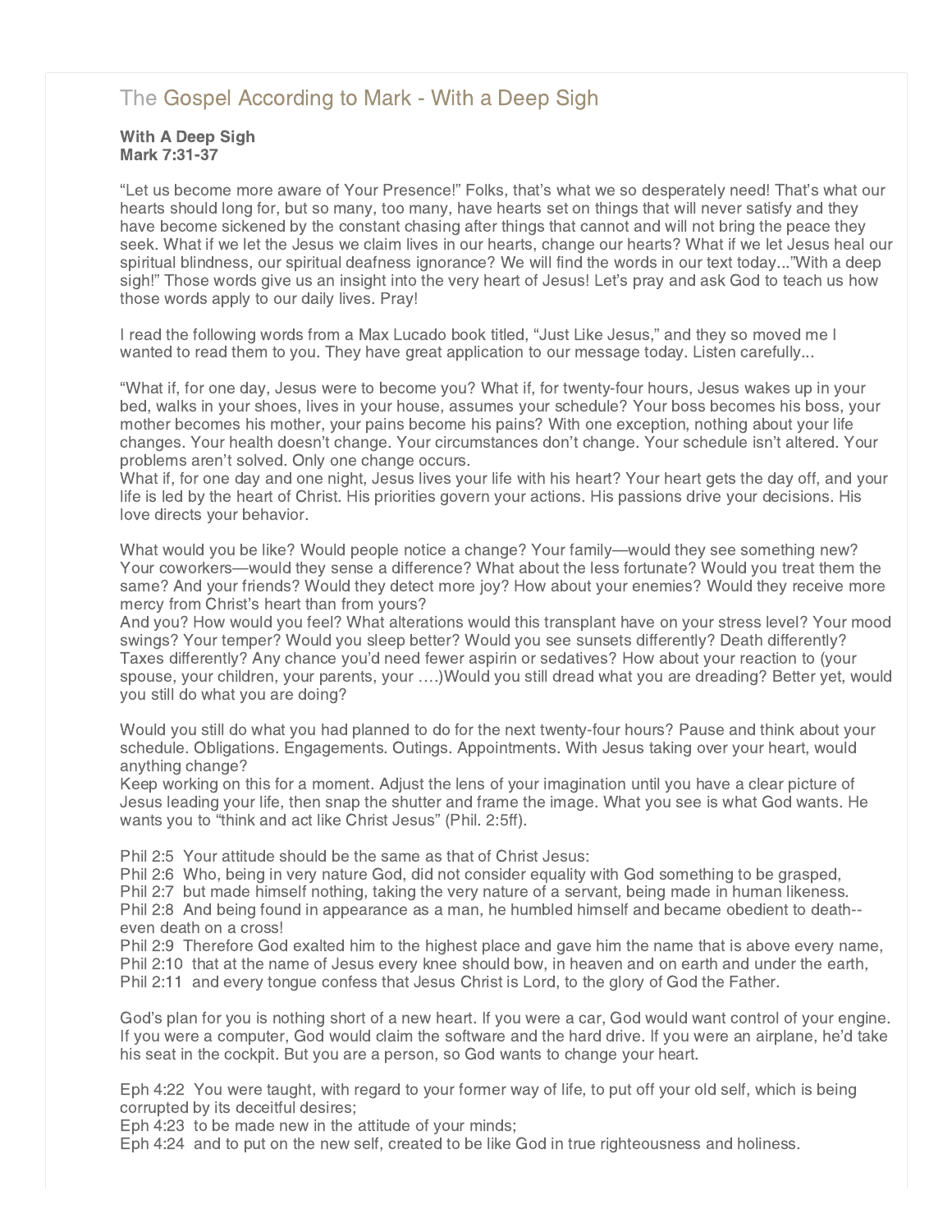# The Gospel According to Mark - With a Deep Sigh

**With A Deep Sigh**
**Mark 7:31-37**

“Let us become more aware of Your Presence!” Folks, that’s what we so desperately need! That’s what our hearts should long for, but so many, too many, have hearts set on things that will never satisfy and they have become sickened by the constant chasing after things that cannot and will not bring the peace they seek. What if we let the Jesus we claim lives in our hearts, change our hearts? What if we let Jesus heal our spiritual blindness, our spiritual deafness ignorance? We will find the words in our text today...”With a deep sigh!” Those words give us an insight into the very heart of Jesus! Let’s pray and ask God to teach us how those words apply to our daily lives. Pray!

I read the following words from a Max Lucado book titled, “Just Like Jesus,” and they so moved me I wanted to read them to you. They have great application to our message today. Listen carefully...

“What if, for one day, Jesus were to become you? What if, for twenty-four hours, Jesus wakes up in your bed, walks in your shoes, lives in your house, assumes your schedule? Your boss becomes his boss, your mother becomes his mother, your pains become his pains? With one exception, nothing about your life changes. Your health doesn’t change. Your circumstances don’t change. Your schedule isn’t altered. Your problems aren’t solved. Only one change occurs.
What if, for one day and one night, Jesus lives your life with his heart? Your heart gets the day off, and your life is led by the heart of Christ. His priorities govern your actions. His passions drive your decisions. His love directs your behavior.

What would you be like? Would people notice a change? Your family—would they see something new? Your coworkers—would they sense a difference? What about the less fortunate? Would you treat them the same? And your friends? Would they detect more joy? How about your enemies? Would they receive more mercy from Christ’s heart than from yours?
And you? How would you feel? What alterations would this transplant have on your stress level? Your mood swings? Your temper? Would you sleep better? Would you see sunsets differently? Death differently? Taxes differently? Any chance you’d need fewer aspirin or sedatives? How about your reaction to (your spouse, your children, your parents, your ….)Would you still dread what you are dreading? Better yet, would you still do what you are doing?

Would you still do what you had planned to do for the next twenty-four hours? Pause and think about your schedule. Obligations. Engagements. Outings. Appointments. With Jesus taking over your heart, would anything change?
Keep working on this for a moment. Adjust the lens of your imagination until you have a clear picture of Jesus leading your life, then snap the shutter and frame the image. What you see is what God wants. He wants you to “think and act like Christ Jesus” (Phil. 2:5ff).

Phil 2:5 Your attitude should be the same as that of Christ Jesus:
Phil 2:6 Who, being in very nature God, did not consider equality with God something to be grasped,
Phil 2:7 but made himself nothing, taking the very nature of a servant, being made in human likeness.
Phil 2:8 And being found in appearance as a man, he humbled himself and became obedient to death--even death on a cross!
Phil 2:9 Therefore God exalted him to the highest place and gave him the name that is above every name,
Phil 2:10 that at the name of Jesus every knee should bow, in heaven and on earth and under the earth,
Phil 2:11 and every tongue confess that Jesus Christ is Lord, to the glory of God the Father.

God’s plan for you is nothing short of a new heart. If you were a car, God would want control of your engine. If you were a computer, God would claim the software and the hard drive. If you were an airplane, he’d take his seat in the cockpit. But you are a person, so God wants to change your heart.

Eph 4:22 You were taught, with regard to your former way of life, to put off your old self, which is being corrupted by its deceitful desires;
Eph 4:23 to be made new in the attitude of your minds;
Eph 4:24 and to put on the new self, created to be like God in true righteousness and holiness.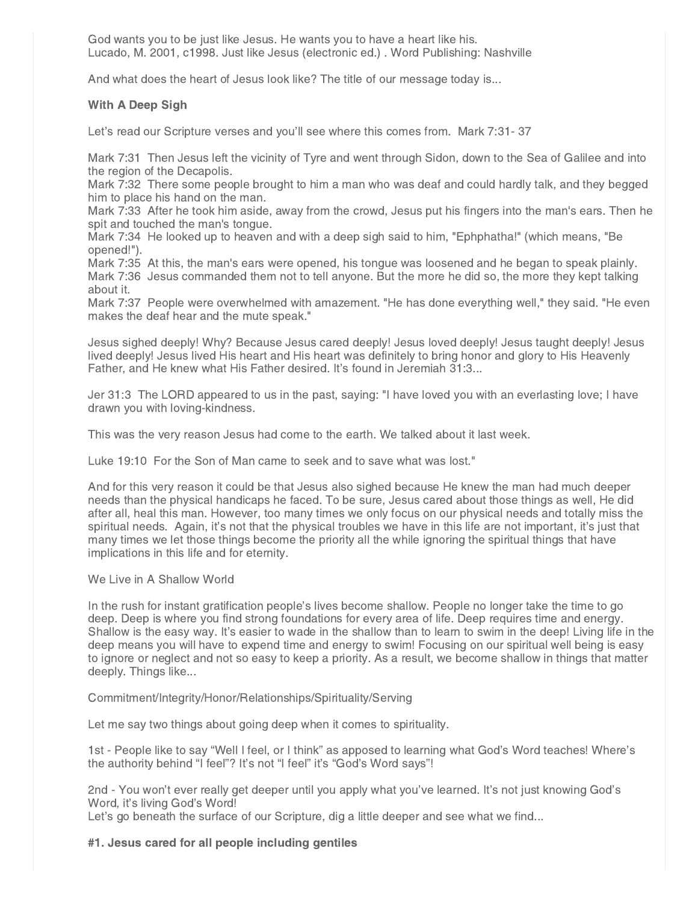God wants you to be just like Jesus. He wants you to have a heart like his.
Lucado, M. 2001, c1998. Just like Jesus (electronic ed.) . Word Publishing: Nashville

And what does the heart of Jesus look like? The title of our message today is...

**With A Deep Sigh**

Let's read our Scripture verses and you'll see where this comes from. Mark 7:31- 37

Mark 7:31 Then Jesus left the vicinity of Tyre and went through Sidon, down to the Sea of Galilee and into the region of the Decapolis.
Mark 7:32 There some people brought to him a man who was deaf and could hardly talk, and they begged him to place his hand on the man.
Mark 7:33 After he took him aside, away from the crowd, Jesus put his fingers into the man's ears. Then he spit and touched the man's tongue.
Mark 7:34 He looked up to heaven and with a deep sigh said to him, "Ephphatha!" (which means, "Be opened!").
Mark 7:35 At this, the man's ears were opened, his tongue was loosened and he began to speak plainly.
Mark 7:36 Jesus commanded them not to tell anyone. But the more he did so, the more they kept talking about it.
Mark 7:37 People were overwhelmed with amazement. "He has done everything well," they said. "He even makes the deaf hear and the mute speak."

Jesus sighed deeply! Why? Because Jesus cared deeply! Jesus loved deeply! Jesus taught deeply! Jesus lived deeply! Jesus lived His heart and His heart was definitely to bring honor and glory to His Heavenly Father, and He knew what His Father desired. It's found in Jeremiah 31:3...

Jer 31:3 The LORD appeared to us in the past, saying: "I have loved you with an everlasting love; I have drawn you with loving-kindness.

This was the very reason Jesus had come to the earth. We talked about it last week.

Luke 19:10 For the Son of Man came to seek and to save what was lost."

And for this very reason it could be that Jesus also sighed because He knew the man had much deeper needs than the physical handicaps he faced. To be sure, Jesus cared about those things as well, He did after all, heal this man. However, too many times we only focus on our physical needs and totally miss the spiritual needs. Again, it's not that the physical troubles we have in this life are not important, it's just that many times we let those things become the priority all the while ignoring the spiritual things that have implications in this life and for eternity.

We Live in A Shallow World

In the rush for instant gratification people's lives become shallow. People no longer take the time to go deep. Deep is where you find strong foundations for every area of life. Deep requires time and energy. Shallow is the easy way. It's easier to wade in the shallow than to learn to swim in the deep! Living life in the deep means you will have to expend time and energy to swim! Focusing on our spiritual well being is easy to ignore or neglect and not so easy to keep a priority. As a result, we become shallow in things that matter deeply. Things like...

Commitment/Integrity/Honor/Relationships/Spirituality/Serving

Let me say two things about going deep when it comes to spirituality.

1st - People like to say "Well I feel, or I think" as apposed to learning what God's Word teaches! Where's the authority behind "I feel"? It's not "I feel" it's "God's Word says"!

2nd - You won't ever really get deeper until you apply what you've learned. It's not just knowing God's Word, it's living God's Word!
Let's go beneath the surface of our Scripture, dig a little deeper and see what we find...

**#1. Jesus cared for all people including gentiles**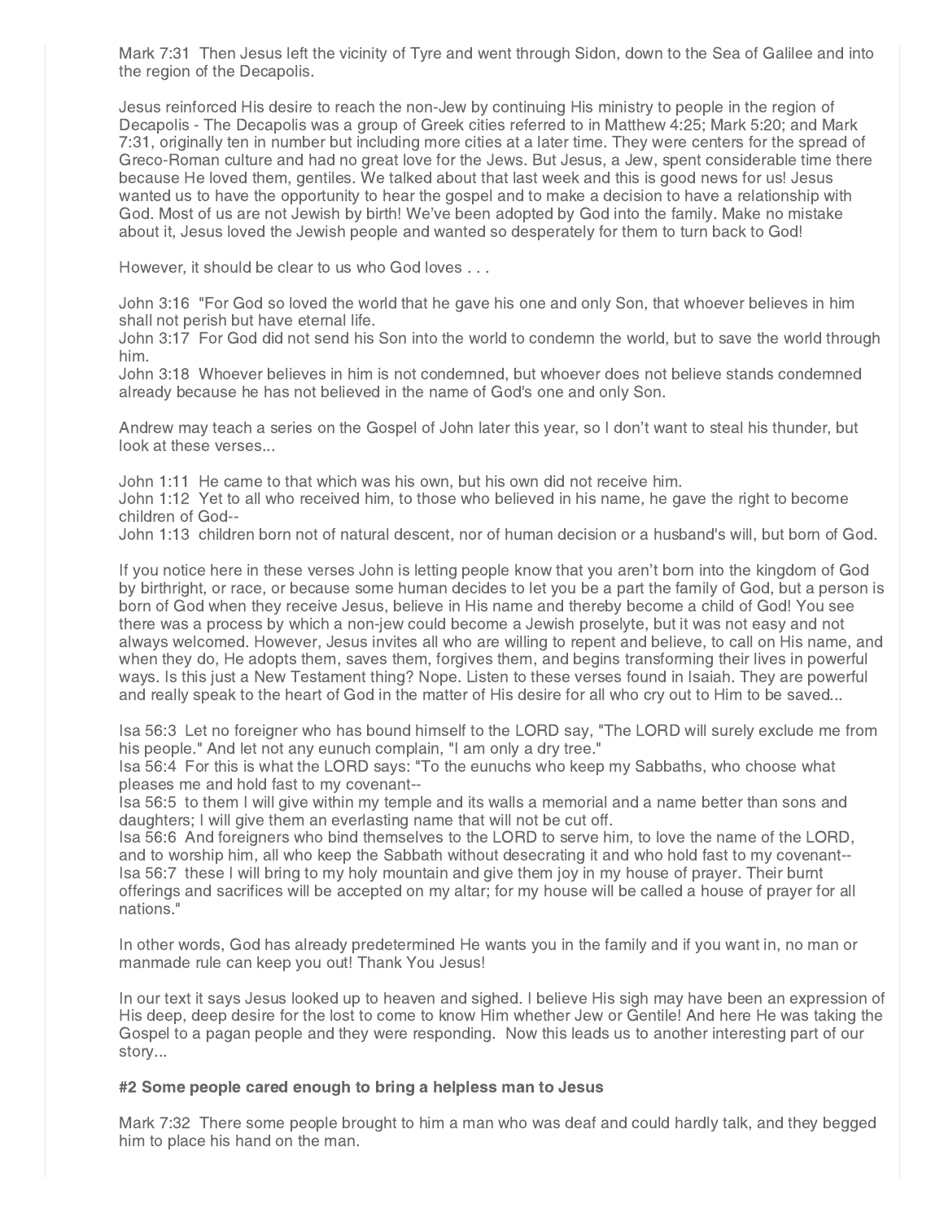Mark 7:31  Then Jesus left the vicinity of Tyre and went through Sidon, down to the Sea of Galilee and into the region of the Decapolis.

Jesus reinforced His desire to reach the non-Jew by continuing His ministry to people in the region of Decapolis - The Decapolis was a group of Greek cities referred to in Matthew 4:25; Mark 5:20; and Mark 7:31, originally ten in number but including more cities at a later time. They were centers for the spread of Greco-Roman culture and had no great love for the Jews. But Jesus, a Jew, spent considerable time there because He loved them, gentiles. We talked about that last week and this is good news for us! Jesus wanted us to have the opportunity to hear the gospel and to make a decision to have a relationship with God. Most of us are not Jewish by birth! We've been adopted by God into the family. Make no mistake about it, Jesus loved the Jewish people and wanted so desperately for them to turn back to God!

However, it should be clear to us who God loves . . .

John 3:16  "For God so loved the world that he gave his one and only Son, that whoever believes in him shall not perish but have eternal life.
John 3:17  For God did not send his Son into the world to condemn the world, but to save the world through him.
John 3:18  Whoever believes in him is not condemned, but whoever does not believe stands condemned already because he has not believed in the name of God's one and only Son.

Andrew may teach a series on the Gospel of John later this year, so I don't want to steal his thunder, but look at these verses...

John 1:11  He came to that which was his own, but his own did not receive him.
John 1:12  Yet to all who received him, to those who believed in his name, he gave the right to become children of God--
John 1:13  children born not of natural descent, nor of human decision or a husband's will, but born of God.

If you notice here in these verses John is letting people know that you aren't born into the kingdom of God by birthright, or race, or because some human decides to let you be a part the family of God, but a person is born of God when they receive Jesus, believe in His name and thereby become a child of God! You see there was a process by which a non-jew could become a Jewish proselyte, but it was not easy and not always welcomed. However, Jesus invites all who are willing to repent and believe, to call on His name, and when they do, He adopts them, saves them, forgives them, and begins transforming their lives in powerful ways. Is this just a New Testament thing? Nope. Listen to these verses found in Isaiah. They are powerful and really speak to the heart of God in the matter of His desire for all who cry out to Him to be saved...

Isa 56:3  Let no foreigner who has bound himself to the LORD say, "The LORD will surely exclude me from his people." And let not any eunuch complain, "I am only a dry tree."
Isa 56:4  For this is what the LORD says: "To the eunuchs who keep my Sabbaths, who choose what pleases me and hold fast to my covenant--
Isa 56:5  to them I will give within my temple and its walls a memorial and a name better than sons and daughters; I will give them an everlasting name that will not be cut off.
Isa 56:6  And foreigners who bind themselves to the LORD to serve him, to love the name of the LORD, and to worship him, all who keep the Sabbath without desecrating it and who hold fast to my covenant--
Isa 56:7  these I will bring to my holy mountain and give them joy in my house of prayer. Their burnt offerings and sacrifices will be accepted on my altar; for my house will be called a house of prayer for all nations."

In other words, God has already predetermined He wants you in the family and if you want in, no man or manmade rule can keep you out! Thank You Jesus!

In our text it says Jesus looked up to heaven and sighed. I believe His sigh may have been an expression of His deep, deep desire for the lost to come to know Him whether Jew or Gentile! And here He was taking the Gospel to a pagan people and they were responding. Now this leads us to another interesting part of our story...

#### #2 Some people cared enough to bring a helpless man to Jesus

Mark 7:32  There some people brought to him a man who was deaf and could hardly talk, and they begged him to place his hand on the man.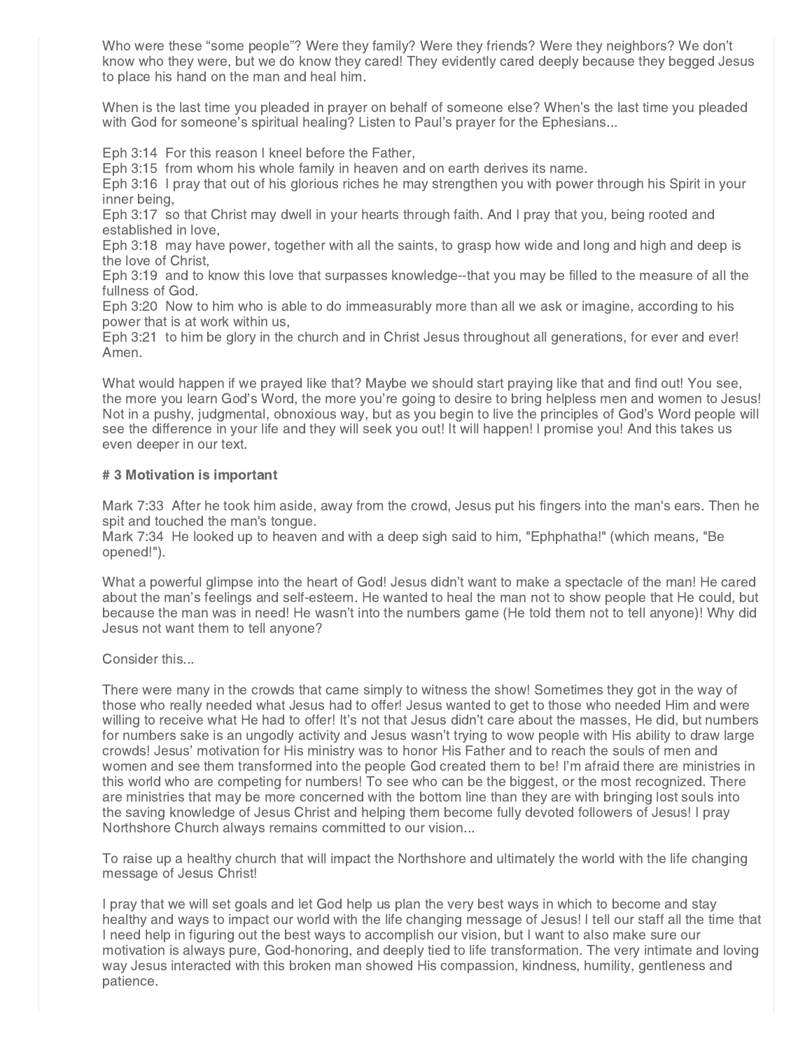Who were these “some people”? Were they family? Were they friends? Were they neighbors? We don’t know who they were, but we do know they cared! They evidently cared deeply because they begged Jesus to place his hand on the man and heal him.

When is the last time you pleaded in prayer on behalf of someone else? When’s the last time you pleaded with God for someone’s spiritual healing? Listen to Paul’s prayer for the Ephesians...

Eph 3:14 For this reason I kneel before the Father,
Eph 3:15 from whom his whole family in heaven and on earth derives its name.
Eph 3:16 I pray that out of his glorious riches he may strengthen you with power through his Spirit in your inner being,
Eph 3:17 so that Christ may dwell in your hearts through faith. And I pray that you, being rooted and established in love,
Eph 3:18 may have power, together with all the saints, to grasp how wide and long and high and deep is the love of Christ,
Eph 3:19 and to know this love that surpasses knowledge--that you may be filled to the measure of all the fullness of God.
Eph 3:20 Now to him who is able to do immeasurably more than all we ask or imagine, according to his power that is at work within us,
Eph 3:21 to him be glory in the church and in Christ Jesus throughout all generations, for ever and ever! Amen.

What would happen if we prayed like that? Maybe we should start praying like that and find out! You see, the more you learn God’s Word, the more you’re going to desire to bring helpless men and women to Jesus! Not in a pushy, judgmental, obnoxious way, but as you begin to live the principles of God’s Word people will see the difference in your life and they will seek you out! It will happen! I promise you! And this takes us even deeper in our text.

**# 3 Motivation is important**

Mark 7:33 After he took him aside, away from the crowd, Jesus put his fingers into the man's ears. Then he spit and touched the man's tongue.
Mark 7:34 He looked up to heaven and with a deep sigh said to him, "Ephphatha!" (which means, "Be opened!").

What a powerful glimpse into the heart of God! Jesus didn’t want to make a spectacle of the man! He cared about the man’s feelings and self-esteem. He wanted to heal the man not to show people that He could, but because the man was in need! He wasn’t into the numbers game (He told them not to tell anyone)! Why did Jesus not want them to tell anyone?

Consider this...

There were many in the crowds that came simply to witness the show! Sometimes they got in the way of those who really needed what Jesus had to offer! Jesus wanted to get to those who needed Him and were willing to receive what He had to offer! It’s not that Jesus didn’t care about the masses, He did, but numbers for numbers sake is an ungodly activity and Jesus wasn’t trying to wow people with His ability to draw large crowds! Jesus’ motivation for His ministry was to honor His Father and to reach the souls of men and women and see them transformed into the people God created them to be! I’m afraid there are ministries in this world who are competing for numbers! To see who can be the biggest, or the most recognized. There are ministries that may be more concerned with the bottom line than they are with bringing lost souls into the saving knowledge of Jesus Christ and helping them become fully devoted followers of Jesus! I pray Northshore Church always remains committed to our vision...

To raise up a healthy church that will impact the Northshore and ultimately the world with the life changing message of Jesus Christ!

I pray that we will set goals and let God help us plan the very best ways in which to become and stay healthy and ways to impact our world with the life changing message of Jesus! I tell our staff all the time that I need help in figuring out the best ways to accomplish our vision, but I want to also make sure our motivation is always pure, God-honoring, and deeply tied to life transformation. The very intimate and loving way Jesus interacted with this broken man showed His compassion, kindness, humility, gentleness and patience.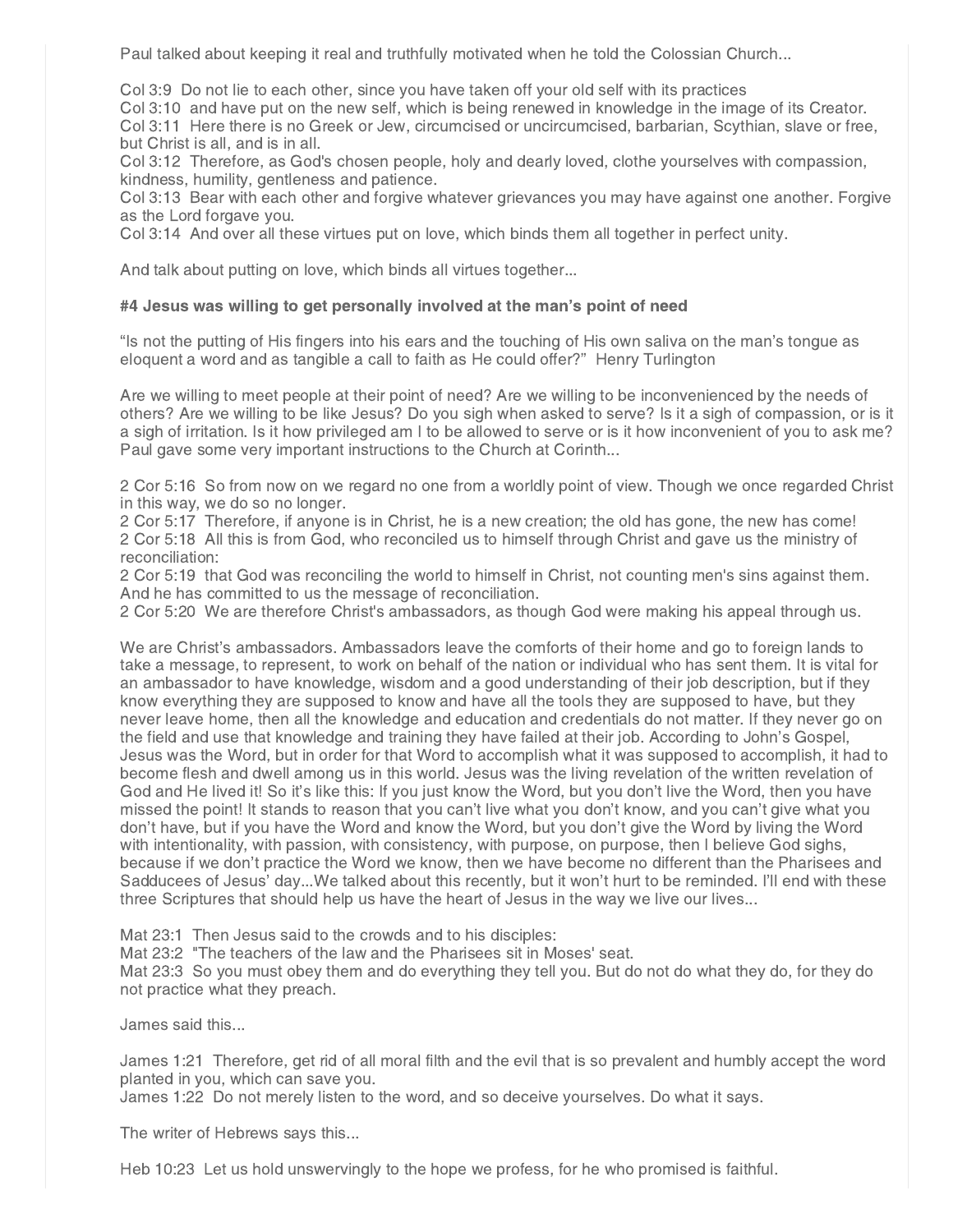Paul talked about keeping it real and truthfully motivated when he told the Colossian Church...

Col 3:9 Do not lie to each other, since you have taken off your old self with its practices
Col 3:10 and have put on the new self, which is being renewed in knowledge in the image of its Creator.
Col 3:11 Here there is no Greek or Jew, circumcised or uncircumcised, barbarian, Scythian, slave or free, but Christ is all, and is in all.
Col 3:12 Therefore, as God's chosen people, holy and dearly loved, clothe yourselves with compassion, kindness, humility, gentleness and patience.
Col 3:13 Bear with each other and forgive whatever grievances you may have against one another. Forgive as the Lord forgave you.
Col 3:14 And over all these virtues put on love, which binds them all together in perfect unity.

And talk about putting on love, which binds all virtues together...

**#4 Jesus was willing to get personally involved at the man's point of need**

"Is not the putting of His fingers into his ears and the touching of His own saliva on the man's tongue as eloquent a word and as tangible a call to faith as He could offer?" Henry Turlington

Are we willing to meet people at their point of need? Are we willing to be inconvenienced by the needs of others? Are we willing to be like Jesus? Do you sigh when asked to serve? Is it a sigh of compassion, or is it a sigh of irritation. Is it how privileged am I to be allowed to serve or is it how inconvenient of you to ask me? Paul gave some very important instructions to the Church at Corinth...

2 Cor 5:16 So from now on we regard no one from a worldly point of view. Though we once regarded Christ in this way, we do so no longer.
2 Cor 5:17 Therefore, if anyone is in Christ, he is a new creation; the old has gone, the new has come!
2 Cor 5:18 All this is from God, who reconciled us to himself through Christ and gave us the ministry of reconciliation:
2 Cor 5:19 that God was reconciling the world to himself in Christ, not counting men's sins against them. And he has committed to us the message of reconciliation.
2 Cor 5:20 We are therefore Christ's ambassadors, as though God were making his appeal through us.

We are Christ's ambassadors. Ambassadors leave the comforts of their home and go to foreign lands to take a message, to represent, to work on behalf of the nation or individual who has sent them. It is vital for an ambassador to have knowledge, wisdom and a good understanding of their job description, but if they know everything they are supposed to know and have all the tools they are supposed to have, but they never leave home, then all the knowledge and education and credentials do not matter. If they never go on the field and use that knowledge and training they have failed at their job. According to John's Gospel, Jesus was the Word, but in order for that Word to accomplish what it was supposed to accomplish, it had to become flesh and dwell among us in this world. Jesus was the living revelation of the written revelation of God and He lived it! So it's like this: If you just know the Word, but you don't live the Word, then you have missed the point! It stands to reason that you can't live what you don't know, and you can't give what you don't have, but if you have the Word and know the Word, but you don't give the Word by living the Word with intentionality, with passion, with consistency, with purpose, on purpose, then I believe God sighs, because if we don't practice the Word we know, then we have become no different than the Pharisees and Sadducees of Jesus' day...We talked about this recently, but it won't hurt to be reminded. I'll end with these three Scriptures that should help us have the heart of Jesus in the way we live our lives...

Mat 23:1 Then Jesus said to the crowds and to his disciples:
Mat 23:2 "The teachers of the law and the Pharisees sit in Moses' seat.
Mat 23:3 So you must obey them and do everything they tell you. But do not do what they do, for they do not practice what they preach.

James said this...

James 1:21 Therefore, get rid of all moral filth and the evil that is so prevalent and humbly accept the word planted in you, which can save you.
James 1:22 Do not merely listen to the word, and so deceive yourselves. Do what it says.

The writer of Hebrews says this...

Heb 10:23 Let us hold unswervingly to the hope we profess, for he who promised is faithful.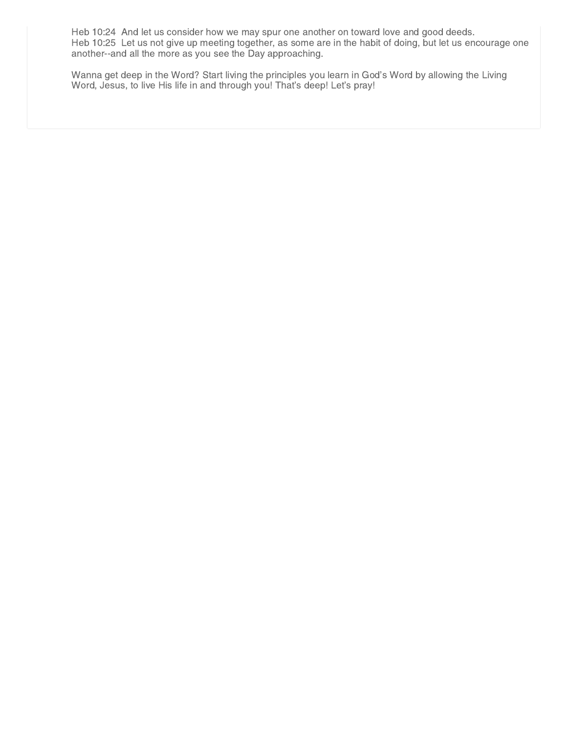Heb 10:24 And let us consider how we may spur one another on toward love and good deeds.
Heb 10:25 Let us not give up meeting together, as some are in the habit of doing, but let us encourage one another--and all the more as you see the Day approaching.

Wanna get deep in the Word? Start living the principles you learn in God's Word by allowing the Living Word, Jesus, to live His life in and through you! That's deep! Let's pray!